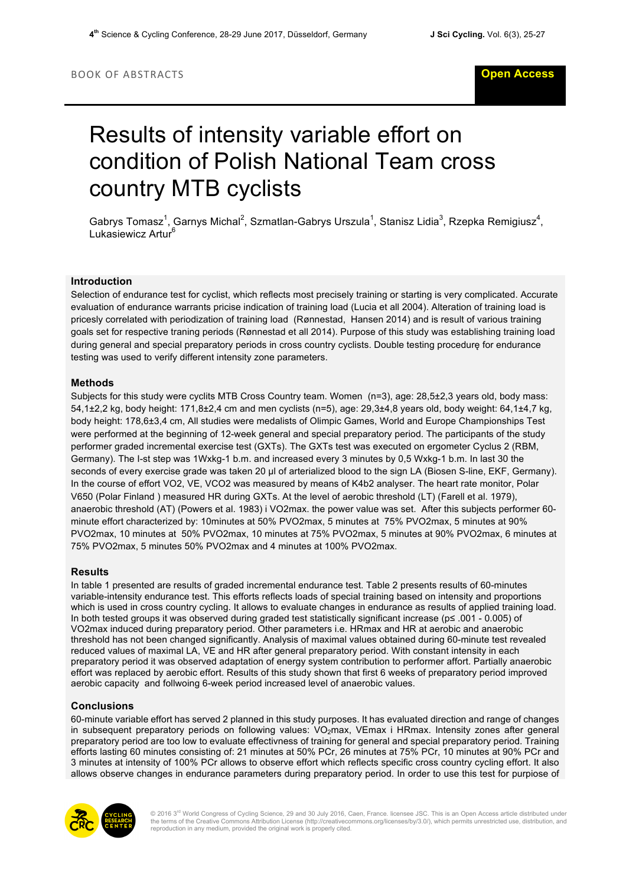BOOK OF ABSTRACTS

**Open Access**

# Results of intensity variable effort on condition of Polish National Team cross country MTB cyclists

Gabrys Tomasz[1], Garnys Michal[2], Szmatlan-Gabrys Urszula[1], Stanisz Lidia[3], Rzepka Remigiusz[4], Lukasiewicz Artur[6]

## Introduction

Selection of endurance test for cyclist, which reflects most precisely training or starting is very complicated. Accurate evaluation of endurance warrants pricise indication of training load (Lucia et all 2004). Alteration of training load is pricesly correlated with periodization of training load (Rønnestad, Hansen 2014) and is result of various training goals set for respective traning periods (Rønnestad et all 2014). Purpose of this study was establishing training load during general and special preparatory periods in cross country cyclists. Double testing procedurę for endurance testing was used to verify different intensity zone parameters.

## Methods

Subjects for this study were cyclits MTB Cross Country team. Women (n=3), age: 28,5±2,3 years old, body mass: 54,1±2,2 kg, body height: 171,8±2,4 cm and men cyclists (n=5), age: 29,3±4,8 years old, body weight: 64,1±4,7 kg, body height: 178,6±3,4 cm, All studies were medalists of Olimpic Games, World and Europe Championships Test were performed at the beginning of 12-week general and special preparatory period. The participants of the study performer graded incremental exercise test (GXTs). The GXTs test was executed on ergometer Cyclus 2 (RBM, Germany). The I-st step was 1Wxkg-1 b.m. and increased every 3 minutes by 0,5 Wxkg-1 b.m. In last 30 the seconds of every exercise grade was taken 20 μl of arterialized blood to the sign LA (Biosen S-line, EKF, Germany). In the course of effort VO2, VE, VCO2 was measured by means of K4b2 analyser. The heart rate monitor, Polar V650 (Polar Finland ) measured HR during GXTs. At the level of aerobic threshold (LT) (Farell et al. 1979), anaerobic threshold (AT) (Powers et al. 1983) i VO2max. the power value was set. After this subjects performer 60-minute effort characterized by: 10minutes at 50% PVO2max, 5 minutes at 75% PVO2max, 5 minutes at 90% PVO2max, 10 minutes at 50% PVO2max, 10 minutes at 75% PVO2max, 5 minutes at 90% PVO2max, 6 minutes at 75% PVO2max, 5 minutes 50% PVO2max and 4 minutes at 100% PVO2max.

## Results

In table 1 presented are results of graded incremental endurance test. Table 2 presents results of 60-minutes variable-intensity endurance test. This efforts reflects loads of special training based on intensity and proportions which is used in cross country cycling. It allows to evaluate changes in endurance as results of applied training load. In both tested groups it was observed during graded test statistically significant increase (p≤ .001 - 0.005) of VO2max induced during preparatory period. Other parameters i.e. HRmax and HR at aerobic and anaerobic threshold has not been changed significantly. Analysis of maximal values obtained during 60-minute test revealed reduced values of maximal LA, VE and HR after general preparatory period. With constant intensity in each preparatory period it was observed adaptation of energy system contribution to performer affort. Partially anaerobic effort was replaced by aerobic effort. Results of this study shown that first 6 weeks of preparatory period improved aerobic capacity and follwoing 6-week period increased level of anaerobic values.

## Conclusions

60-minute variable effort has served 2 planned in this study purposes. It has evaluated direction and range of changes in subsequent preparatory periods on following values: $VO_2$max, VEmax i HRmax. Intensity zones after general preparatory period are too low to evaluate effectivness of training for general and special preparatory period. Training efforts lasting 60 minutes consisting of: 21 minutes at 50% PCr, 26 minutes at 75% PCr, 10 minutes at 90% PCr and 3 minutes at intensity of 100% PCr allows to observe effort which reflects specific cross country cycling effort. It also allows observe changes in endurance parameters during preparatory period. In order to use this test for purpoise of

© 2016 3rd World Congress of Cycling Science, 29 and 30 July 2016, Caen, France. licensee JSC. This is an Open Access article distributed under the terms of the Creative Commons Attribution License (http://creativecommons.org/licenses/by/3.0/), which permits unrestricted use, distribution, and reproduction in any medium, provided the original work is properly cited.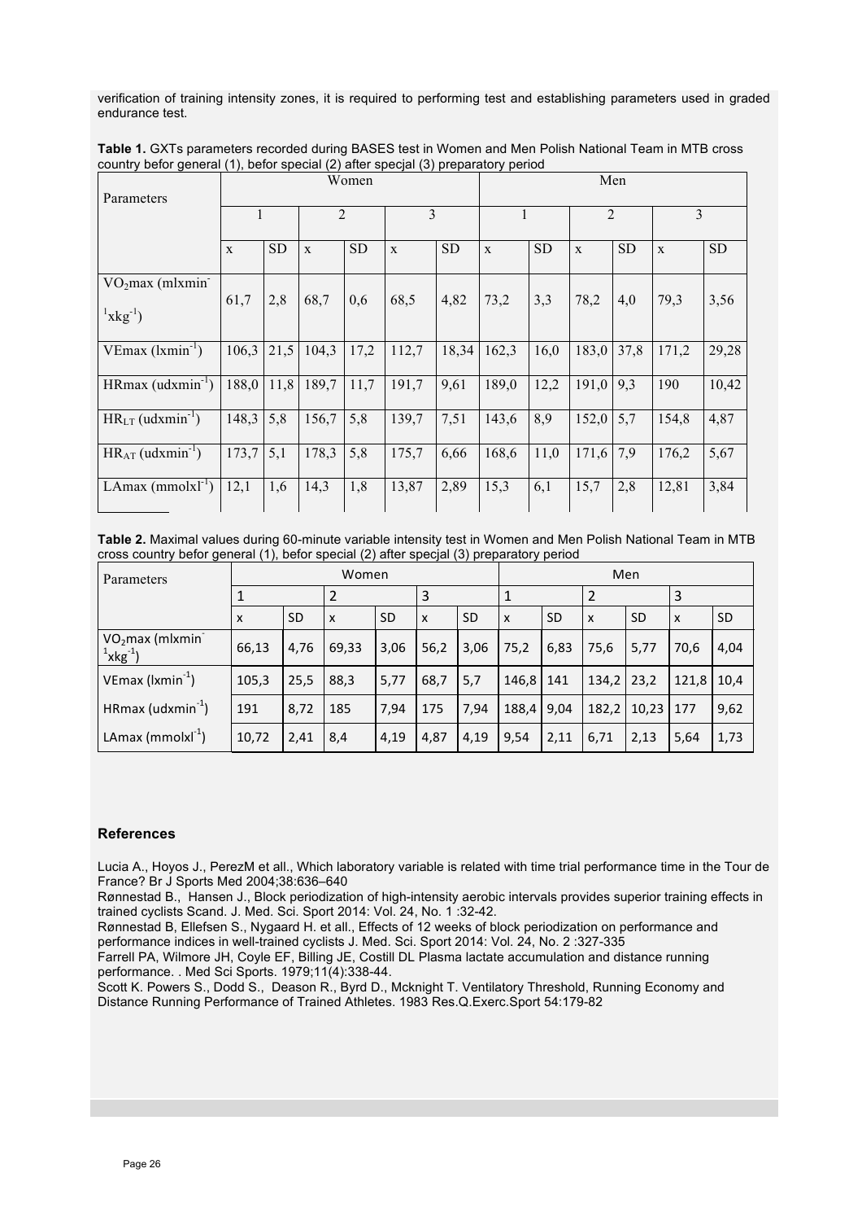verification of training intensity zones, it is required to performing test and establishing parameters used in graded endurance test.

**Table 1.** GXTs parameters recorded during BASES test in Women and Men Polish National Team in MTB cross country befor general (1), befor special (2) after specjal (3) preparatory period

| Parameters | Women | | | | | | Men | | | | | |
|---|---|---|---|---|---|---|---|---|---|---|---|---|
| | 1 | | 2 | | 3 | | 1 | | 2 | | 3 | |
| | x | SD | x | SD | x | SD | x | SD | x | SD | x | SD |
| $VO_2max$ ($mlxmin^{-1}xkg^{-1}$) | 61,7 | 2,8 | 68,7 | 0,6 | 68,5 | 4,82 | 73,2 | 3,3 | 78,2 | 4,0 | 79,3 | 3,56 |
| VEmax ($lxmin^{-1}$) | 106,3 | 21,5 | 104,3 | 17,2 | 112,7 | 18,34 | 162,3 | 16,0 | 183,0 | 37,8 | 171,2 | 29,28 |
| HRmax ($udxmin^{-1}$) | 188,0 | 11,8 | 189,7 | 11,7 | 191,7 | 9,61 | 189,0 | 12,2 | 191,0 | 9,3 | 190 | 10,42 |
| $HR_{LT}$ ($udxmin^{-1}$) | 148,3 | 5,8 | 156,7 | 5,8 | 139,7 | 7,51 | 143,6 | 8,9 | 152,0 | 5,7 | 154,8 | 4,87 |
| $HR_{AT}$ ($udxmin^{-1}$) | 173,7 | 5,1 | 178,3 | 5,8 | 175,7 | 6,66 | 168,6 | 11,0 | 171,6 | 7,9 | 176,2 | 5,67 |
| LAmax ($mmolxl^{-1}$) | 12,1 | 1,6 | 14,3 | 1,8 | 13,87 | 2,89 | 15,3 | 6,1 | 15,7 | 2,8 | 12,81 | 3,84 |

**Table 2.** Maximal values during 60-minute variable intensity test in Women and Men Polish National Team in MTB cross country befor general (1), befor special (2) after specjal (3) preparatory period

| Parameters | Women | | | | | | Men | | | | | |
|---|---|---|---|---|---|---|---|---|---|---|---|---|
| | 1 | | 2 | | 3 | | 1 | | 2 | | 3 | |
| | x | SD | x | SD | x | SD | x | SD | x | SD | x | SD |
| $VO_2max$ ($mlxmin^{-1}xkg^{-1}$) | 66,13 | 4,76 | 69,33 | 3,06 | 56,2 | 3,06 | 75,2 | 6,83 | 75,6 | 5,77 | 70,6 | 4,04 |
| VEmax ($lxmin^{-1}$) | 105,3 | 25,5 | 88,3 | 5,77 | 68,7 | 5,7 | 146,8 | 141 | 134,2 | 23,2 | 121,8 | 10,4 |
| HRmax ($udxmin^{-1}$) | 191 | 8,72 | 185 | 7,94 | 175 | 7,94 | 188,4 | 9,04 | 182,2 | 10,23 | 177 | 9,62 |
| LAmax ($mmolxl^{-1}$) | 10,72 | 2,41 | 8,4 | 4,19 | 4,87 | 4,19 | 9,54 | 2,11 | 6,71 | 2,13 | 5,64 | 1,73 |

## References

Lucia A., Hoyos J., PerezM et all., Which laboratory variable is related with time trial performance time in the Tour de France? Br J Sports Med 2004;38:636–640

Rønnestad B., Hansen J., Block periodization of high-intensity aerobic intervals provides superior training effects in trained cyclists Scand. J. Med. Sci. Sport 2014: Vol. 24, No. 1 :32-42.

Rønnestad B, Ellefsen S., Nygaard H. et all., Effects of 12 weeks of block periodization on performance and performance indices in well-trained cyclists J. Med. Sci. Sport 2014: Vol. 24, No. 2 :327-335

Farrell PA, Wilmore JH, Coyle EF, Billing JE, Costill DL Plasma lactate accumulation and distance running performance. . Med Sci Sports. 1979;11(4):338-44.

Scott K. Powers S., Dodd S., Deason R., Byrd D., Mcknight T. Ventilatory Threshold, Running Economy and Distance Running Performance of Trained Athletes. 1983 Res.Q.Exerc.Sport 54:179-82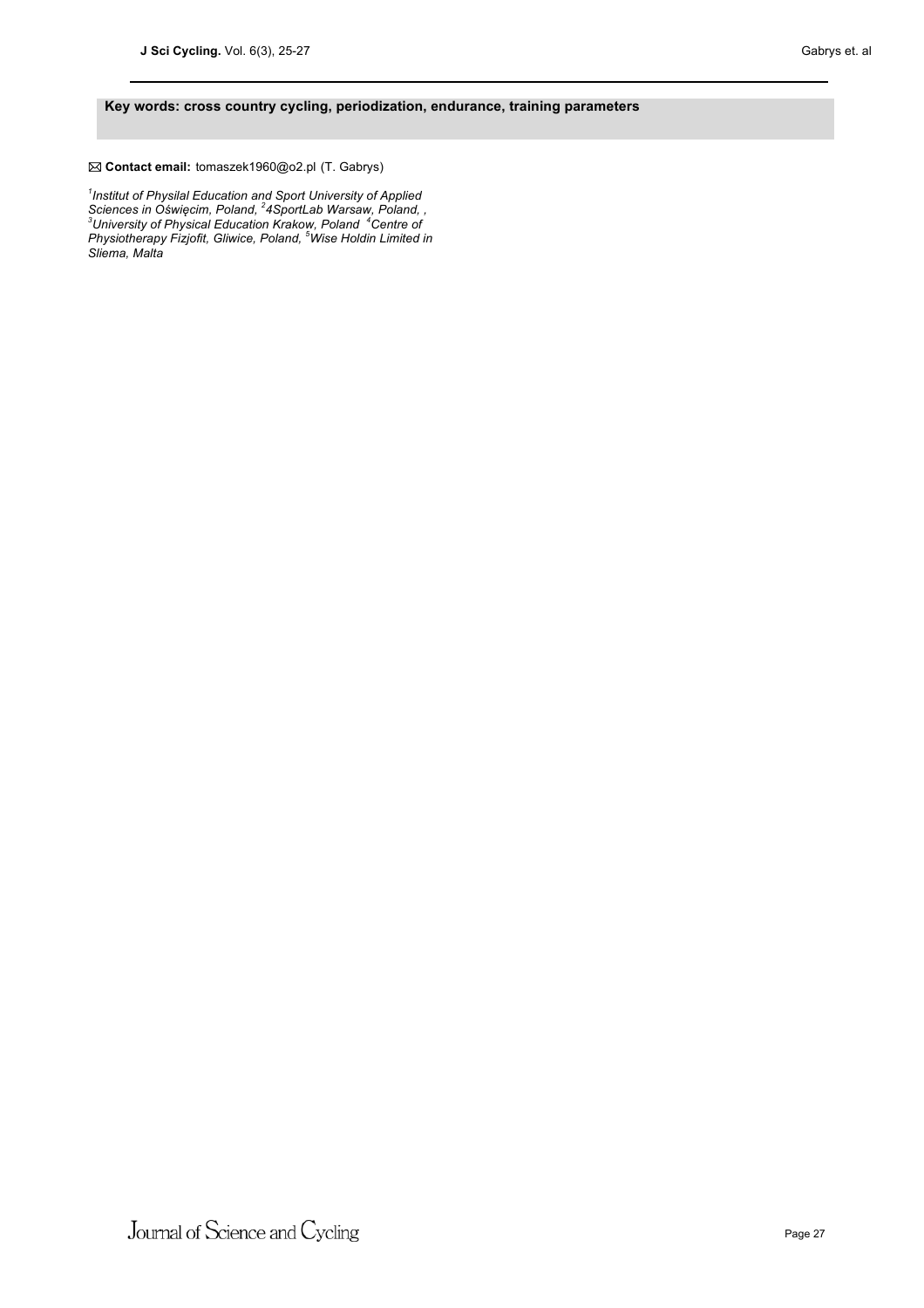**Key words: cross country cycling, periodization, endurance, training parameters**

✉ **Contact email:** tomaszek1960@o2.pl (T. Gabrys)

*[1]Institut of Physilal Education and Sport University of Applied Sciences in Oświęcim, Poland, [2]4SportLab Warsaw, Poland, , [3]University of Physical Education Krakow, Poland [4]Centre of Physiotherapy Fizjofit, Gliwice, Poland, [5]Wise Holdin Limited in Sliema, Malta*